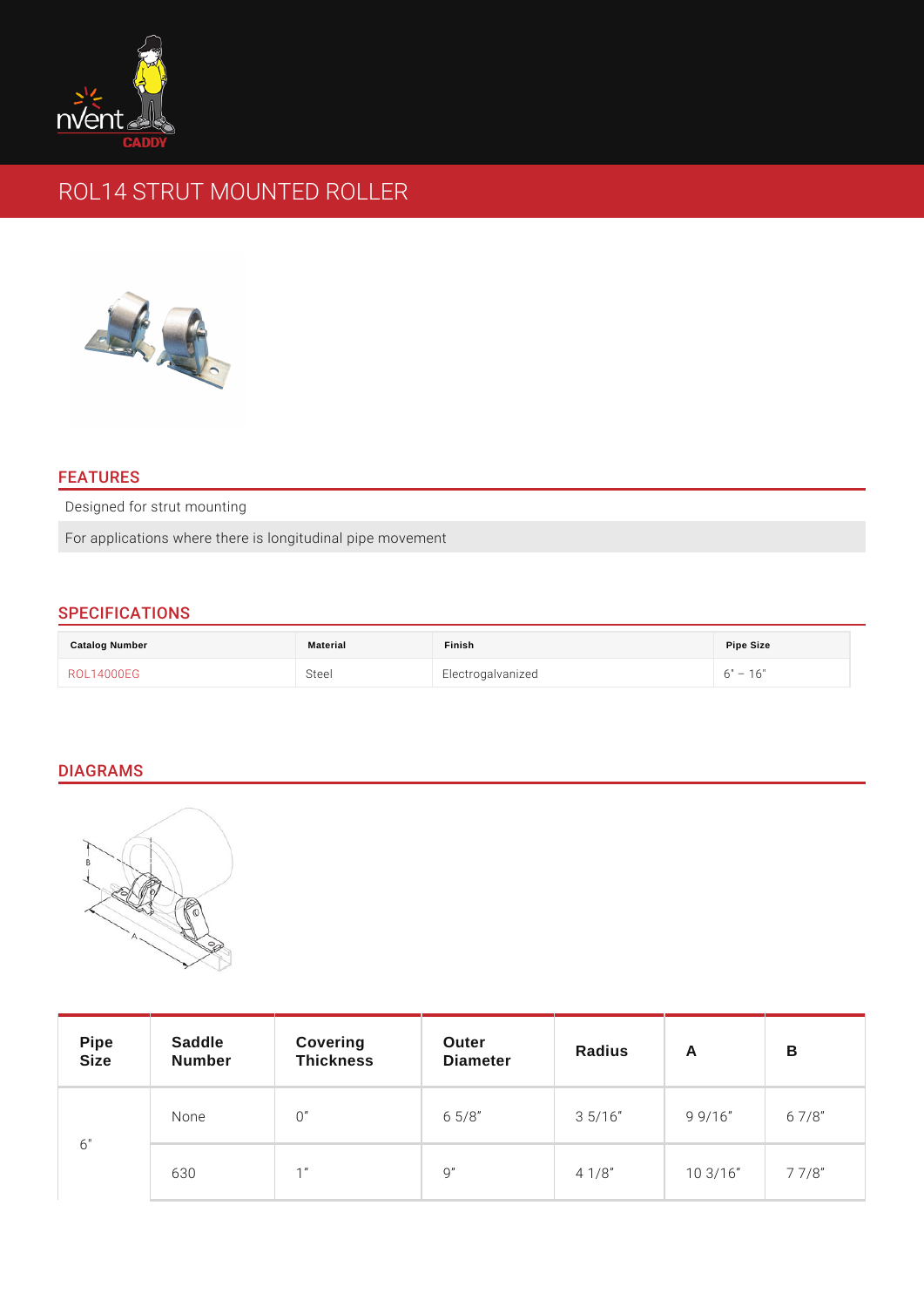# ROL14 STRUT MOUNTED ROLLER

## FEATURES

Designed for strut mounting

For applications where there is longitudinal pipe movement

## SPECIFICATIONS

| Catalog Number | Material | Finish | Pipe Size |
|---|---|---|---|
| ROL14000EG | Steel | Electrogalvanized | 6" – 16" |

## DIAGRAMS

| Pipe Size | Saddle Number | Covering Thickness | Outer Diameter | Radius | A | B |
|---|---|---|---|---|---|---|
| 6" | None | 0" | 6 5/8" | 3 5/16" | 9 9/16" | 6 7/8" |
| | 630 | 1" | 9" | 4 1/8" | 10 3/16" | 7 7/8" |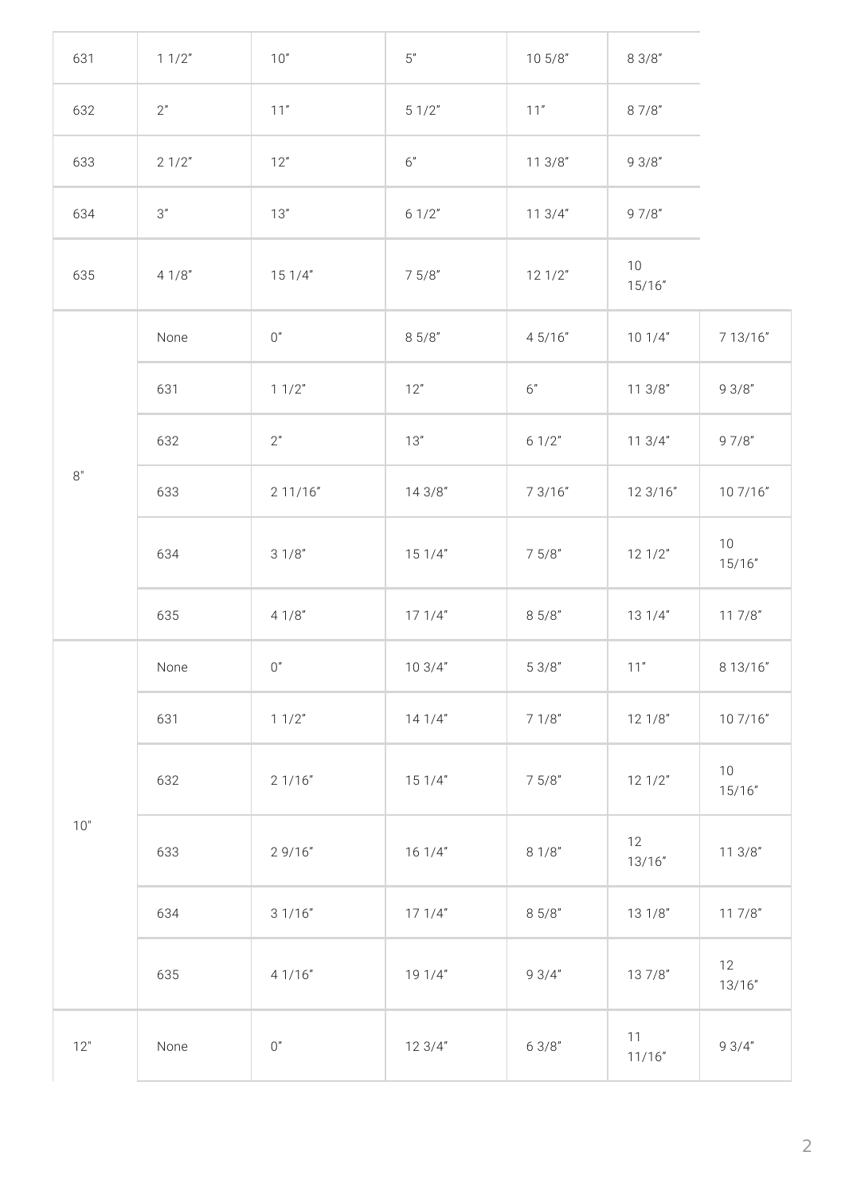| | | | | | | |
|---|---|---|---|---|---|---|
| | 631 | 1 1/2" | 10" | 5" | 10 5/8" | 8 3/8" |
| | 632 | 2" | 11" | 5 1/2" | 11" | 8 7/8" |
| | 633 | 2 1/2" | 12" | 6" | 11 3/8" | 9 3/8" |
| | 634 | 3" | 13" | 6 1/2" | 11 3/4" | 9 7/8" |
| | 635 | 4 1/8" | 15 1/4" | 7 5/8" | 12 1/2" | 10 15/16" |
| 8" | None | 0" | 8 5/8" | 4 5/16" | 10 1/4" | 7 13/16" |
| | 631 | 1 1/2" | 12" | 6" | 11 3/8" | 9 3/8" |
| | 632 | 2" | 13" | 6 1/2" | 11 3/4" | 9 7/8" |
| | 633 | 2 11/16" | 14 3/8" | 7 3/16" | 12 3/16" | 10 7/16" |
| | 634 | 3 1/8" | 15 1/4" | 7 5/8" | 12 1/2" | 10 15/16" |
| | 635 | 4 1/8" | 17 1/4" | 8 5/8" | 13 1/4" | 11 7/8" |
| 10" | None | 0" | 10 3/4" | 5 3/8" | 11" | 8 13/16" |
| | 631 | 1 1/2" | 14 1/4" | 7 1/8" | 12 1/8" | 10 7/16" |
| | 632 | 2 1/16" | 15 1/4" | 7 5/8" | 12 1/2" | 10 15/16" |
| | 633 | 2 9/16" | 16 1/4" | 8 1/8" | 12 13/16" | 11 3/8" |
| | 634 | 3 1/16" | 17 1/4" | 8 5/8" | 13 1/8" | 11 7/8" |
| | 635 | 4 1/16" | 19 1/4" | 9 3/4" | 13 7/8" | 12 13/16" |
| 12" | None | 0" | 12 3/4" | 6 3/8" | 11 11/16" | 9 3/4" |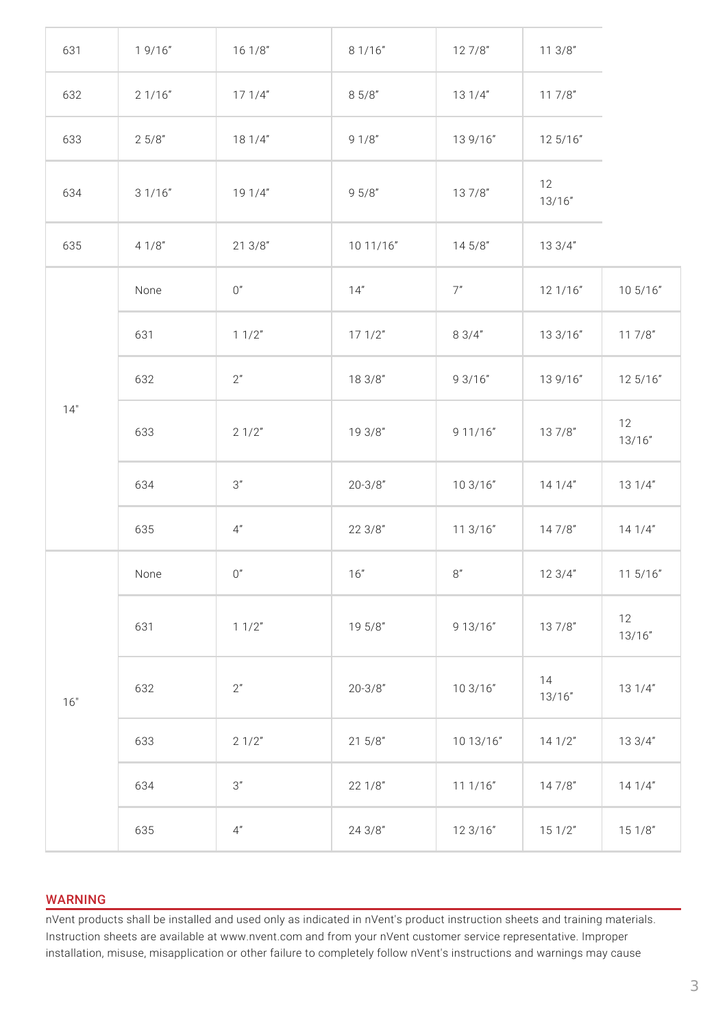| | | | | | | |
|---|---|---|---|---|---|---|
| 631 | 1 9/16" | 16 1/8" | 8 1/16" | 12 7/8" | 11 3/8" | |
| 632 | 2 1/16" | 17 1/4" | 8 5/8" | 13 1/4" | 11 7/8" | |
| 633 | 2 5/8" | 18 1/4" | 9 1/8" | 13 9/16" | 12 5/16" | |
| 634 | 3 1/16" | 19 1/4" | 9 5/8" | 13 7/8" | 12 13/16" | |
| 635 | 4 1/8" | 21 3/8" | 10 11/16" | 14 5/8" | 13 3/4" | |
| 14" | None | 0" | 14" | 7" | 12 1/16" | 10 5/16" |
| | 631 | 1 1/2" | 17 1/2" | 8 3/4" | 13 3/16" | 11 7/8" |
| | 632 | 2" | 18 3/8" | 9 3/16" | 13 9/16" | 12 5/16" |
| | 633 | 2 1/2" | 19 3/8" | 9 11/16" | 13 7/8" | 12 13/16" |
| | 634 | 3" | 20-3/8" | 10 3/16" | 14 1/4" | 13 1/4" |
| | 635 | 4" | 22 3/8" | 11 3/16" | 14 7/8" | 14 1/4" |
| 16" | None | 0" | 16" | 8" | 12 3/4" | 11 5/16" |
| | 631 | 1 1/2" | 19 5/8" | 9 13/16" | 13 7/8" | 12 13/16" |
| | 632 | 2" | 20-3/8" | 10 3/16" | 14 13/16" | 13 1/4" |
| | 633 | 2 1/2" | 21 5/8" | 10 13/16" | 14 1/2" | 13 3/4" |
| | 634 | 3" | 22 1/8" | 11 1/16" | 14 7/8" | 14 1/4" |
| | 635 | 4" | 24 3/8" | 12 3/16" | 15 1/2" | 15 1/8" |

## WARNING

nVent products shall be installed and used only as indicated in nVent's product instruction sheets and training materials. Instruction sheets are available at www.nvent.com and from your nVent customer service representative. Improper installation, misuse, misapplication or other failure to completely follow nVent's instructions and warnings may cause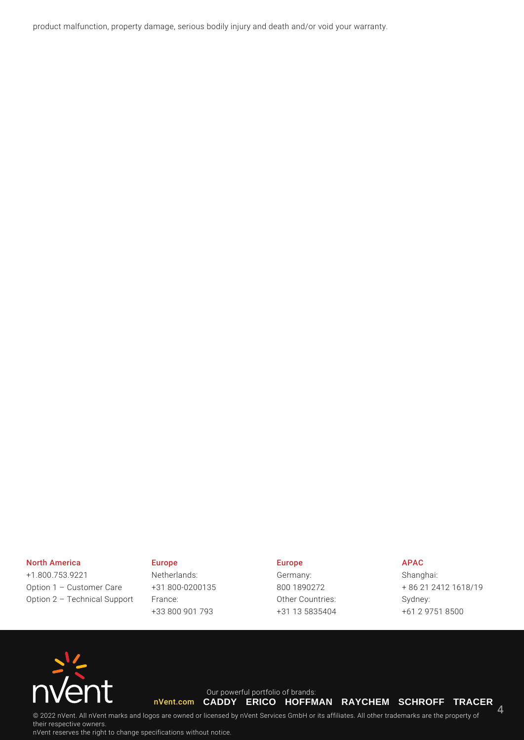product malfunction, property damage, serious bodily injury and death and/or void your warranty.

**North America**
+1.800.753.9221
Option 1 – Customer Care
Option 2 – Technical Support

**Europe**
Netherlands:
+31 800-0200135
France:
+33 800 901 793

**Europe**
Germany:
800 1890272
Other Countries:
+31 13 5835404

**APAC**
Shanghai:
+ 86 21 2412 1618/19
Sydney:
+61 2 9751 8500

Our powerful portfolio of brands:
nVent.com CADDY ERICO HOFFMAN RAYCHEM SCHROFF TRACER

© 2022 nVent. All nVent marks and logos are owned or licensed by nVent Services GmbH or its affiliates. All other trademarks are the property of their respective owners.
nVent reserves the right to change specifications without notice.